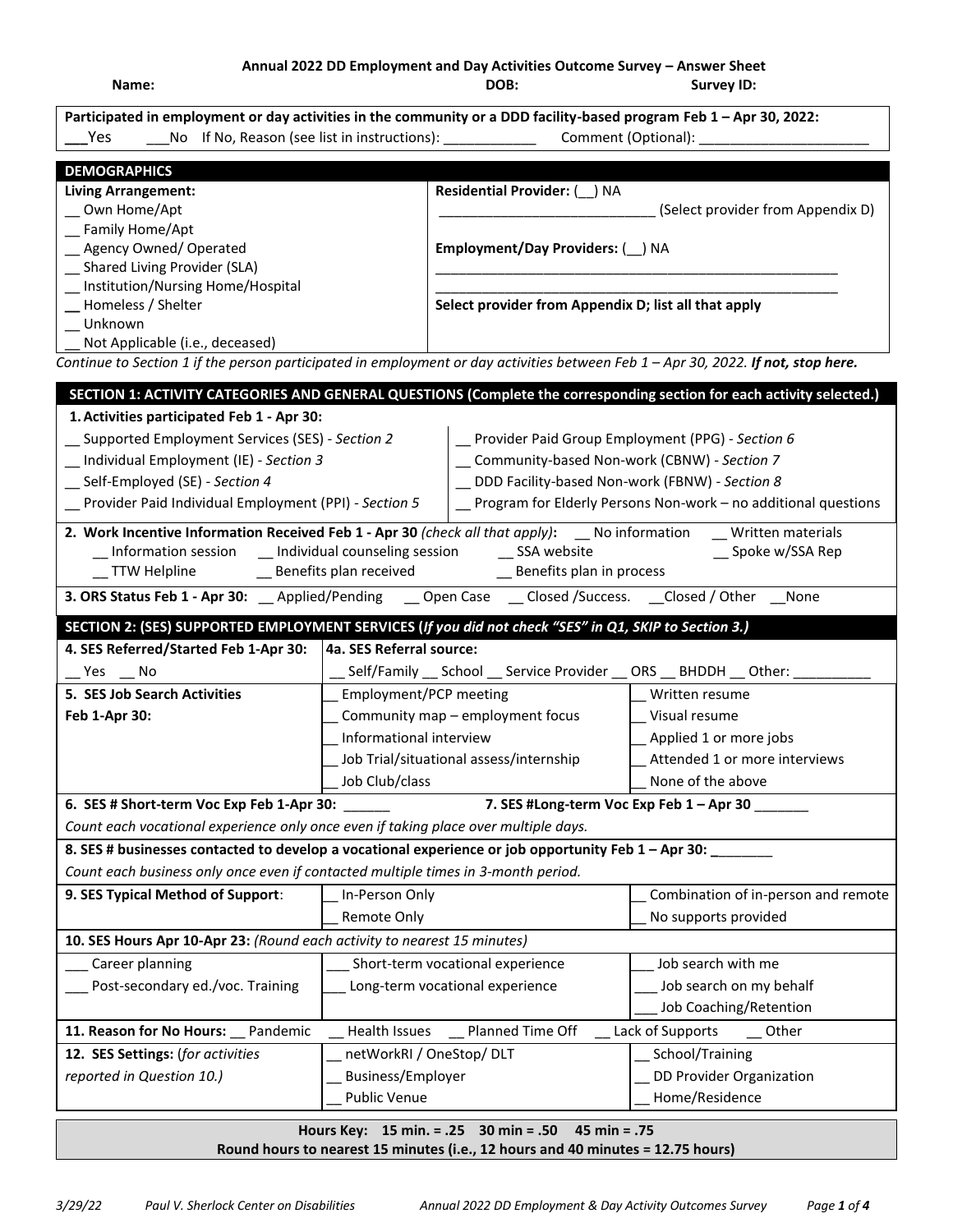**Annual 2022 DD Employment and Day Activities Outcome Survey – Answer Sheet**

**Name:** **DOB:** **Survey ID:**

**Participated in employment or day activities in the community or a DDD facility-based program Feb 1 – Apr 30, 2022:**
___Yes ___No If No, Reason (see list in instructions): ___________ Comment (Optional): _____________________

| DEMOGRAPHICS | |
|---|---|
| **Living Arrangement:**<br>__ Own Home/Apt<br>__ Family Home/Apt<br>__ Agency Owned/ Operated<br>__ Shared Living Provider (SLA)<br>__ Institution/Nursing Home/Hospital<br>__ Homeless / Shelter<br>__ Unknown<br>__ Not Applicable (i.e., deceased) | **Residential Provider:** (__) NA<br>___________________________ (Select provider from Appendix D)<br><br>**Employment/Day Providers:** (__) NA<br>_____________________________________________________<br>_____________________________________________________<br>**Select provider from Appendix D; list all that apply** |

*Continue to Section 1 if the person participated in employment or day activities between Feb 1 – Apr 30, 2022.* ***If not, stop here.***

## SECTION 1: ACTIVITY CATEGORIES AND GENERAL QUESTIONS (Complete the corresponding section for each activity selected.)

**1. Activities participated Feb 1 - Apr 30:**

| | |
|---|---|
| __ Supported Employment Services (SES) - *Section 2* | __ Provider Paid Group Employment (PPG) - *Section 6* |
| __ Individual Employment (IE) - *Section 3* | __ Community-based Non-work (CBNW) - *Section 7* |
| __ Self-Employed (SE) - *Section 4* | __ DDD Facility-based Non-work (FBNW) - *Section 8* |
| __ Provider Paid Individual Employment (PPI) - *Section 5* | __ Program for Elderly Persons Non-work – no additional questions |

**2. Work Incentive Information Received Feb 1 - Apr 30** *(check all that apply)***:** __ No information __ Written materials
__ Information session __ Individual counseling session __ SSA website __ Spoke w/SSA Rep
__ TTW Helpline __ Benefits plan received __ Benefits plan in process

**3. ORS Status Feb 1 - Apr 30:** __ Applied/Pending __ Open Case __ Closed /Success. __Closed / Other __None

## SECTION 2: (SES) SUPPORTED EMPLOYMENT SERVICES (*If you did not check "SES" in Q1, SKIP to Section 3.)*

| | | |
|---|---|---|
| **4. SES Referred/Started Feb 1-Apr 30:**<br>__ Yes __ No | **4a. SES Referral source:**<br>__ Self/Family __ School __ Service Provider __ ORS __ BHDDH __ Other: __________ | |
| **5. SES Job Search Activities Feb 1-Apr 30:** | __ Employment/PCP meeting<br>__ Community map – employment focus<br>__ Informational interview<br>__ Job Trial/situational assess/internship<br>__ Job Club/class | __ Written resume<br>__ Visual resume<br>__ Applied 1 or more jobs<br>__ Attended 1 or more interviews<br>__ None of the above |

**6. SES # Short-term Voc Exp Feb 1-Apr 30:** ______ **7. SES #Long-term Voc Exp Feb 1 – Apr 30** _______
*Count each vocational experience only once even if taking place over multiple days.*

**8. SES # businesses contacted to develop a vocational experience or job opportunity Feb 1 – Apr 30:** ________
*Count each business only once even if contacted multiple times in 3-month period.*

| | | |
|---|---|---|
| **9. SES Typical Method of Support**: | __ In-Person Only<br>__ Remote Only | __ Combination of in-person and remote<br>__ No supports provided |

**10. SES Hours Apr 10-Apr 23:** *(Round each activity to nearest 15 minutes)*

| | | |
|---|---|---|
| ___ Career planning<br>___ Post-secondary ed./voc. Training | ___ Short-term vocational experience<br>___ Long-term vocational experience | ___ Job search with me<br>___ Job search on my behalf<br>___ Job Coaching/Retention |

**11. Reason for No Hours:** __ Pandemic __ Health Issues __ Planned Time Off __ Lack of Supports __ Other

| | | |
|---|---|---|
| **12. SES Settings:** (*for activities reported in Question 10.)* | __ netWorkRI / OneStop/ DLT<br>__ Business/Employer<br>__ Public Venue | __ School/Training<br>__ DD Provider Organization<br>__ Home/Residence |

**Hours Key: 15 min. = .25 30 min = .50 45 min = .75**
**Round hours to nearest 15 minutes (i.e., 12 hours and 40 minutes = 12.75 hours)**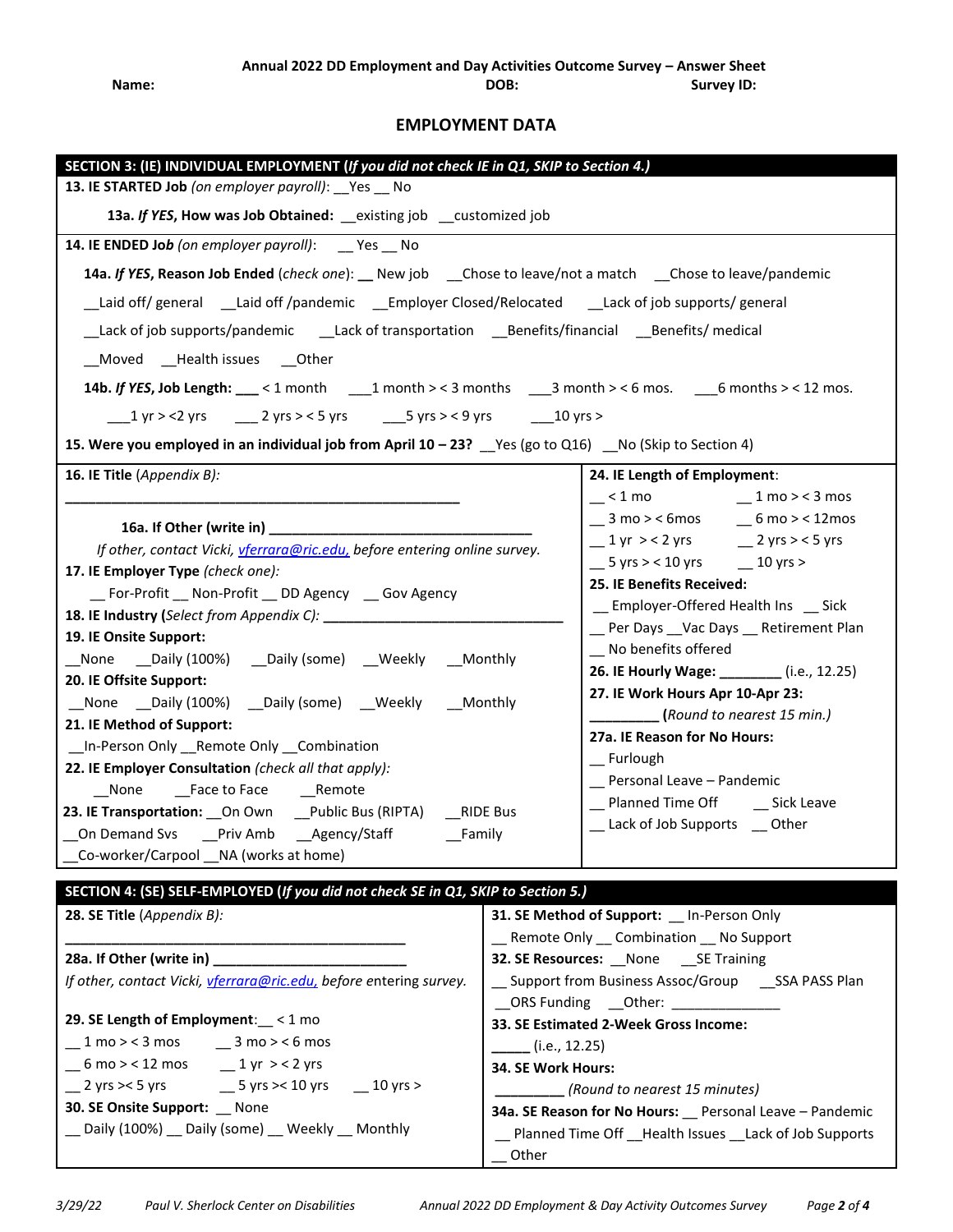**Annual 2022 DD Employment and Day Activities Outcome Survey – Answer Sheet**

**Name:** **DOB:** **Survey ID:**

## EMPLOYMENT DATA

### SECTION 3: (IE) INDIVIDUAL EMPLOYMENT (*If you did not check IE in Q1, SKIP to Section 4.*)

**13. IE STARTED Job** *(on employer payroll)*: __Yes __ No

**13a. *If YES*, How was Job Obtained:** __existing job __customized job

**14. IE ENDED Job** *(on employer payroll)*: __ Yes __ No

**14a. *If YES*, Reason Job Ended** (*check one*): __ New job __Chose to leave/not a match __Chose to leave/pandemic __Laid off/ general __Laid off /pandemic __Employer Closed/Relocated __Lack of job supports/ general __Lack of job supports/pandemic __Lack of transportation __Benefits/financial __Benefits/ medical __Moved __Health issues __Other

**14b. *If YES*, Job Length:** ___ < 1 month ___1 month > < 3 months ___3 month > < 6 mos. ___6 months > < 12 mos. ___1 yr > <2 yrs ___ 2 yrs > < 5 yrs ___5 yrs > < 9 yrs ___10 yrs >

**15. Were you employed in an individual job from April 10 – 23?** __Yes (go to Q16) __No (Skip to Section 4)

**16. IE Title** *(Appendix B)*: ________________________________________________

**16a. If Other (write in)** ______________________________

*If other, contact Vicki, vferrara@ric.edu, before entering online survey.*

**17. IE Employer Type** *(check one)*:
__ For-Profit __ Non-Profit __ DD Agency __ Gov Agency

**18. IE Industry** (*Select from Appendix C*): ______________________________

**19. IE Onsite Support:**
__None __Daily (100%) __Daily (some) __Weekly __Monthly

**20. IE Offsite Support:**
__None __Daily (100%) __Daily (some) __Weekly __Monthly

**21. IE Method of Support:**
__In-Person Only __Remote Only __Combination

**22. IE Employer Consultation** *(check all that apply)*:
__None __Face to Face __Remote

**23. IE Transportation:** __On Own __Public Bus (RIPTA) __RIDE Bus __On Demand Svs __Priv Amb __Agency/Staff __Family __Co-worker/Carpool __NA (works at home)

**24. IE Length of Employment**:
__ < 1 mo __ 1 mo > < 3 mos
__ 3 mo > < 6mos __ 6 mo > < 12mos
__ 1 yr > < 2 yrs __ 2 yrs > < 5 yrs
__ 5 yrs > < 10 yrs __ 10 yrs >

**25. IE Benefits Received:**
__ Employer-Offered Health Ins __ Sick
__ Per Days __Vac Days __ Retirement Plan
__ No benefits offered

**26. IE Hourly Wage:** ________ (i.e., 12.25)

**27. IE Work Hours Apr 10-Apr 23:**
_________ (*Round to nearest 15 min.)*

**27a. IE Reason for No Hours:**
__ Furlough
__ Personal Leave – Pandemic
__ Planned Time Off __ Sick Leave
__ Lack of Job Supports __ Other

### SECTION 4: (SE) SELF-EMPLOYED (*If you did not check SE in Q1, SKIP to Section 5.*)

**28. SE Title** *(Appendix B)*: ______________________________________

**28a. If Other (write in)** ________________________

*If other, contact Vicki, vferrara@ric.edu, before entering survey.*

**29. SE Length of Employment**: __ < 1 mo
__ 1 mo > < 3 mos __ 3 mo > < 6 mos
__ 6 mo > < 12 mos __ 1 yr > < 2 yrs
__ 2 yrs >< 5 yrs __ 5 yrs >< 10 yrs __ 10 yrs >

**30. SE Onsite Support:** __ None
__ Daily (100%) __ Daily (some) __ Weekly __ Monthly

**31. SE Method of Support:** __ In-Person Only __ Remote Only __ Combination __ No Support

**32. SE Resources:** __None __SE Training __ Support from Business Assoc/Group __SSA PASS Plan __ORS Funding __Other: ______________

**33. SE Estimated 2-Week Gross Income:**
_____ (i.e., 12.25)

**34. SE Work Hours:**
_________ *(Round to nearest 15 minutes)*

**34a. SE Reason for No Hours:** __ Personal Leave – Pandemic __ Planned Time Off __Health Issues __Lack of Job Supports __ Other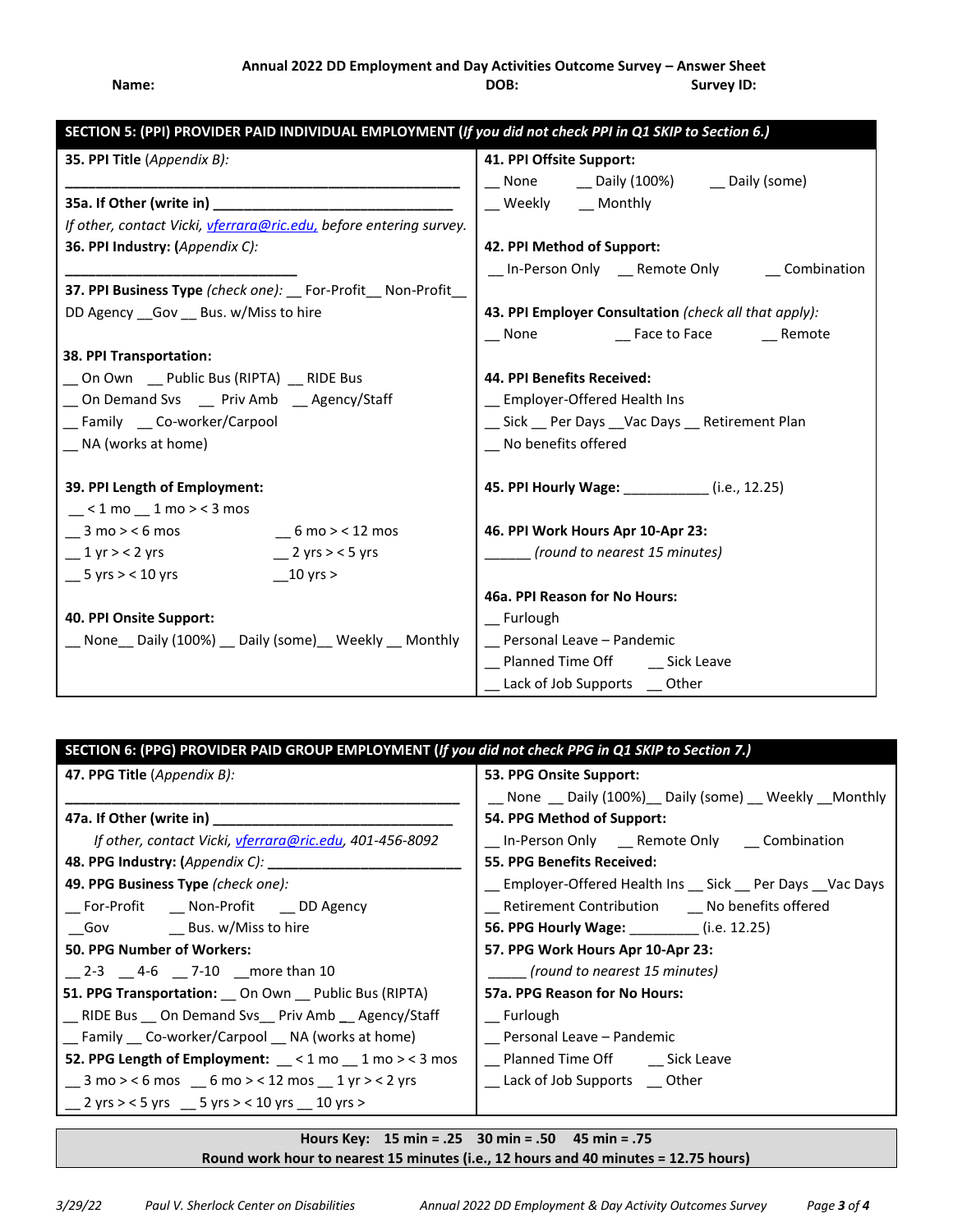**Annual 2022 DD Employment and Day Activities Outcome Survey – Answer Sheet**

**Name:** **DOB:** **Survey ID:**

## SECTION 5: (PPI) PROVIDER PAID INDIVIDUAL EMPLOYMENT (*If you did not check PPI in Q1 SKIP to Section 6.*)

**35. PPI Title** (*Appendix B*):

______________________________________________

**35a. If Other (write in)** ______________________________

*If other, contact Vicki, vferrara@ric.edu, before entering survey.*

**36. PPI Industry: (***Appendix C*):

______________________________

**37. PPI Business Type** *(check one)*: __ For-Profit__ Non-Profit__ DD Agency __Gov __ Bus. w/Miss to hire

**38. PPI Transportation:**

__ On Own __ Public Bus (RIPTA) __ RIDE Bus
__ On Demand Svs __ Priv Amb __ Agency/Staff
__ Family __ Co-worker/Carpool
__ NA (works at home)

**39. PPI Length of Employment:**

__ < 1 mo __ 1 mo > < 3 mos
__ 3 mo > < 6 mos __ 6 mo > < 12 mos
__ 1 yr > < 2 yrs __ 2 yrs > < 5 yrs
__ 5 yrs > < 10 yrs __10 yrs >

**40. PPI Onsite Support:**

__ None__ Daily (100%) __ Daily (some)__ Weekly __ Monthly

**41. PPI Offsite Support:**

__ None __ Daily (100%) __ Daily (some)
__ Weekly __ Monthly

**42. PPI Method of Support:**

__ In-Person Only __ Remote Only __ Combination

**43. PPI Employer Consultation** *(check all that apply)*:

__ None __ Face to Face __ Remote

**44. PPI Benefits Received:**

__ Employer-Offered Health Ins
__ Sick __ Per Days __Vac Days __ Retirement Plan
__ No benefits offered

**45. PPI Hourly Wage:** ___________ (i.e., 12.25)

**46. PPI Work Hours Apr 10-Apr 23:**

______ *(round to nearest 15 minutes)*

**46a. PPI Reason for No Hours:**

__ Furlough
__ Personal Leave – Pandemic
__ Planned Time Off __ Sick Leave
__ Lack of Job Supports __ Other

## SECTION 6: (PPG) PROVIDER PAID GROUP EMPLOYMENT (*If you did not check PPG in Q1 SKIP to Section 7.*)

**47. PPG Title** (*Appendix B*):

______________________________________________

**47a. If Other (write in)** ______________________________

*If other, contact Vicki, vferrara@ric.edu, 401-456-8092*

**48. PPG Industry:** (*Appendix C*): ________________________

**49. PPG Business Type** *(check one)*:

__ For-Profit __ Non-Profit __ DD Agency
__Gov __ Bus. w/Miss to hire

**50. PPG Number of Workers:**

__ 2-3 __ 4-6 __ 7-10 __more than 10

**51. PPG Transportation:** __ On Own __ Public Bus (RIPTA)
__ RIDE Bus __ On Demand Svs__ Priv Amb __ Agency/Staff
__ Family __ Co-worker/Carpool __ NA (works at home)

**52. PPG Length of Employment:** __ < 1 mo __ 1 mo > < 3 mos
__ 3 mo > < 6 mos __ 6 mo > < 12 mos __ 1 yr > < 2 yrs
__ 2 yrs > < 5 yrs __ 5 yrs > < 10 yrs __ 10 yrs >

**53. PPG Onsite Support:**

__ None __ Daily (100%)__ Daily (some) __ Weekly __Monthly

**54. PPG Method of Support:**

__ In-Person Only __ Remote Only __ Combination

**55. PPG Benefits Received:**

__ Employer-Offered Health Ins __ Sick __ Per Days __Vac Days
__ Retirement Contribution __ No benefits offered

**56. PPG Hourly Wage:** _________ (i.e. 12.25)

**57. PPG Work Hours Apr 10-Apr 23:**

_____ *(round to nearest 15 minutes)*

**57a. PPG Reason for No Hours:**

__ Furlough
__ Personal Leave – Pandemic
__ Planned Time Off __ Sick Leave
__ Lack of Job Supports __ Other

**Hours Key: 15 min = .25 30 min = .50 45 min = .75**
**Round work hour to nearest 15 minutes (i.e., 12 hours and 40 minutes = 12.75 hours)**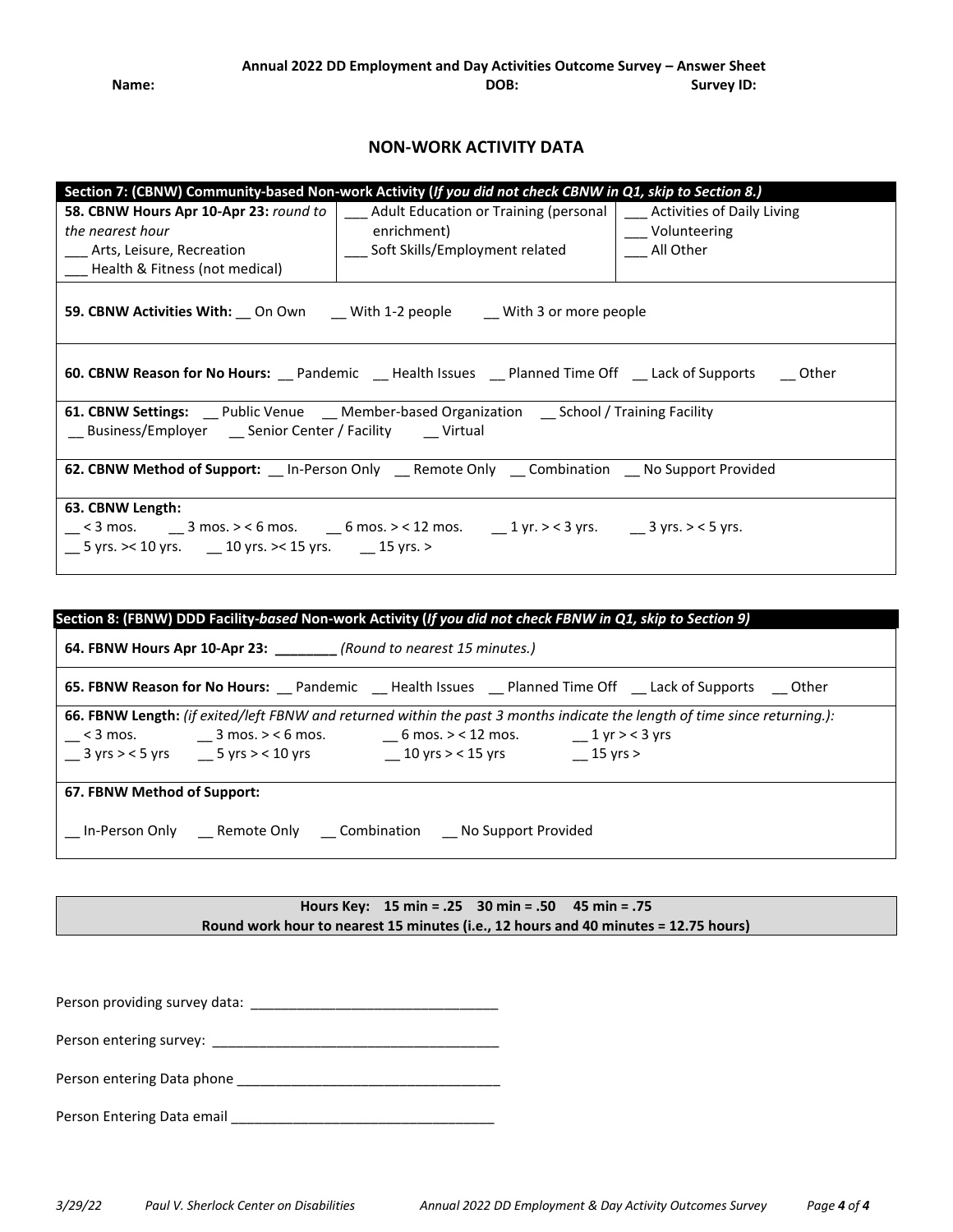Annual 2022 DD Employment and Day Activities Outcome Survey – Answer Sheet

**Name:** **DOB:** **Survey ID:**

## NON-WORK ACTIVITY DATA

| Section 7: (CBNW) Community-based Non-work Activity (*If you did not check CBNW in Q1, skip to Section 8.*) | | |
|---|---|---|
| **58. CBNW Hours Apr 10-Apr 23:** *round to the nearest hour*<br>___ Arts, Leisure, Recreation<br>___ Health & Fitness (not medical) | ___ Adult Education or Training (personal enrichment)<br>___ Soft Skills/Employment related | ___ Activities of Daily Living<br>___ Volunteering<br>___ All Other |
| **59. CBNW Activities With:** __ On Own __ With 1-2 people __ With 3 or more people | | |
| **60. CBNW Reason for No Hours:** __ Pandemic __ Health Issues __ Planned Time Off __ Lack of Supports __ Other | | |
| **61. CBNW Settings:** __ Public Venue __ Member-based Organization __ School / Training Facility __ Business/Employer __ Senior Center / Facility __ Virtual | | |
| **62. CBNW Method of Support:** __ In-Person Only __ Remote Only __ Combination __ No Support Provided | | |
| **63. CBNW Length:**<br>__ < 3 mos. __ 3 mos. > < 6 mos. __ 6 mos. > < 12 mos. __ 1 yr. > < 3 yrs. __ 3 yrs. > < 5 yrs.<br>__ 5 yrs. >< 10 yrs. __ 10 yrs. >< 15 yrs. __ 15 yrs. > | | |

| Section 8: (FBNW) DDD Facility-*based* Non-work Activity (*If you did not check FBNW in Q1, skip to Section 9*) |
|---|
| **64. FBNW Hours Apr 10-Apr 23: ________** *(Round to nearest 15 minutes.)* |
| **65. FBNW Reason for No Hours:** __ Pandemic __ Health Issues __ Planned Time Off __ Lack of Supports __ Other |
| **66. FBNW Length:** *(if exited/left FBNW and returned within the past 3 months indicate the length of time since returning.):*<br>__ < 3 mos. __ 3 mos. > < 6 mos. __ 6 mos. > < 12 mos. __ 1 yr > < 3 yrs<br>__ 3 yrs > < 5 yrs __ 5 yrs > < 10 yrs __ 10 yrs > < 15 yrs __ 15 yrs > |
| **67. FBNW Method of Support:**<br>__ In-Person Only __ Remote Only __ Combination __ No Support Provided |

**Hours Key: 15 min = .25 30 min = .50 45 min = .75**
**Round work hour to nearest 15 minutes (i.e., 12 hours and 40 minutes = 12.75 hours)**

Person providing survey data: ________________________________

Person entering survey: _____________________________________

Person entering Data phone __________________________________

Person Entering Data email __________________________________